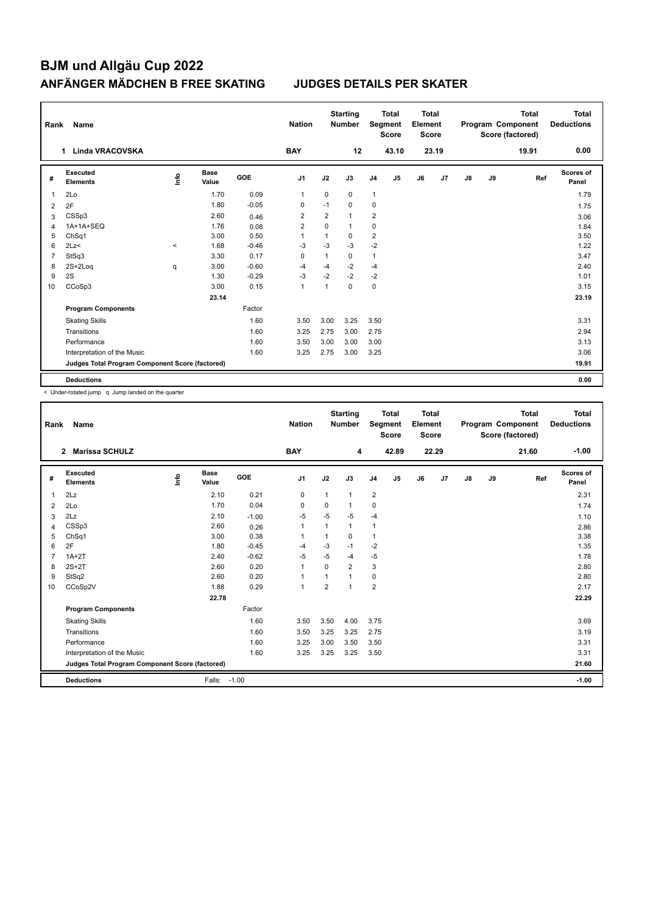# BJM und Allgäu Cup 2022

## ANFÄNGER MÄDCHEN B FREE SKATING JUDGES DETAILS PER SKATER

| Rank | Name | Nation | Starting Number | Total Segment Score | Total Element Score | Total Program Component Score (factored) | Total Deductions |
|---|---|---|---|---|---|---|---|
| 1 | Linda VRACOVSKA | BAY | 12 | 43.10 | 23.19 | 19.91 | 0.00 |

| # | Executed Elements | Info | Base Value | GOE | J1 | J2 | J3 | J4 | J5 | J6 | J7 | J8 | J9 | Ref | Scores of Panel |
|---|---|---|---|---|---|---|---|---|---|---|---|---|---|---|---|
| 1 | 2Lo | | 1.70 | 0.09 | 1 | 0 | 0 | 1 | | | | | | | 1.79 |
| 2 | 2F | | 1.80 | -0.05 | 0 | -1 | 0 | 0 | | | | | | | 1.75 |
| 3 | CSSp3 | | 2.60 | 0.46 | 2 | 2 | 1 | 2 | | | | | | | 3.06 |
| 4 | 1A+1A+SEQ | | 1.76 | 0.08 | 2 | 0 | 1 | 0 | | | | | | | 1.84 |
| 5 | ChSq1 | | 3.00 | 0.50 | 1 | 1 | 0 | 2 | | | | | | | 3.50 |
| 6 | 2Lz< | < | 1.68 | -0.46 | -3 | -3 | -3 | -2 | | | | | | | 1.22 |
| 7 | StSq3 | | 3.30 | 0.17 | 0 | 1 | 0 | 1 | | | | | | | 3.47 |
| 8 | 2S+2Loq | q | 3.00 | -0.60 | -4 | -4 | -2 | -4 | | | | | | | 2.40 |
| 9 | 2S | | 1.30 | -0.29 | -3 | -2 | -2 | -2 | | | | | | | 1.01 |
| 10 | CCoSp3 | | 3.00 | 0.15 | 1 | 1 | 0 | 0 | | | | | | | 3.15 |
| | | | 23.14 | | | | | | | | | | | | 23.19 |
| | **Program Components** | | | Factor | | | | | | | | | | | |
| | Skating Skills | | | 1.60 | 3.50 | 3.00 | 3.25 | 3.50 | | | | | | | 3.31 |
| | Transitions | | | 1.60 | 3.25 | 2.75 | 3.00 | 2.75 | | | | | | | 2.94 |
| | Performance | | | 1.60 | 3.50 | 3.00 | 3.00 | 3.00 | | | | | | | 3.13 |
| | Interpretation of the Music | | | 1.60 | 3.25 | 2.75 | 3.00 | 3.25 | | | | | | | 3.06 |
| | **Judges Total Program Component Score (factored)** | | | | | | | | | | | | | | 19.91 |
| | **Deductions** | | | | | | | | | | | | | | 0.00 |

< Under-rotated jump q Jump landed on the quarter

| Rank | Name | Nation | Starting Number | Total Segment Score | Total Element Score | Total Program Component Score (factored) | Total Deductions |
|---|---|---|---|---|---|---|---|
| 2 | Marissa SCHULZ | BAY | 4 | 42.89 | 22.29 | 21.60 | -1.00 |

| # | Executed Elements | Info | Base Value | GOE | J1 | J2 | J3 | J4 | J5 | J6 | J7 | J8 | J9 | Ref | Scores of Panel |
|---|---|---|---|---|---|---|---|---|---|---|---|---|---|---|---|
| 1 | 2Lz | | 2.10 | 0.21 | 0 | 1 | 1 | 2 | | | | | | | 2.31 |
| 2 | 2Lo | | 1.70 | 0.04 | 0 | 0 | 1 | 0 | | | | | | | 1.74 |
| 3 | 2Lz | | 2.10 | -1.00 | -5 | -5 | -5 | -4 | | | | | | | 1.10 |
| 4 | CSSp3 | | 2.60 | 0.26 | 1 | 1 | 1 | 1 | | | | | | | 2.86 |
| 5 | ChSq1 | | 3.00 | 0.38 | 1 | 1 | 0 | 1 | | | | | | | 3.38 |
| 6 | 2F | | 1.80 | -0.45 | -4 | -3 | -1 | -2 | | | | | | | 1.35 |
| 7 | 1A+2T | | 2.40 | -0.62 | -5 | -5 | -4 | -5 | | | | | | | 1.78 |
| 8 | 2S+2T | | 2.60 | 0.20 | 1 | 0 | 2 | 3 | | | | | | | 2.80 |
| 9 | StSq2 | | 2.60 | 0.20 | 1 | 1 | 1 | 0 | | | | | | | 2.80 |
| 10 | CCoSp2V | | 1.88 | 0.29 | 1 | 2 | 1 | 2 | | | | | | | 2.17 |
| | | | 22.78 | | | | | | | | | | | | 22.29 |
| | **Program Components** | | | Factor | | | | | | | | | | | |
| | Skating Skills | | | 1.60 | 3.50 | 3.50 | 4.00 | 3.75 | | | | | | | 3.69 |
| | Transitions | | | 1.60 | 3.50 | 3.25 | 3.25 | 2.75 | | | | | | | 3.19 |
| | Performance | | | 1.60 | 3.25 | 3.00 | 3.50 | 3.50 | | | | | | | 3.31 |
| | Interpretation of the Music | | | 1.60 | 3.25 | 3.25 | 3.25 | 3.50 | | | | | | | 3.31 |
| | **Judges Total Program Component Score (factored)** | | | | | | | | | | | | | | 21.60 |
| | **Deductions** | | Falls: | -1.00 | | | | | | | | | | | -1.00 |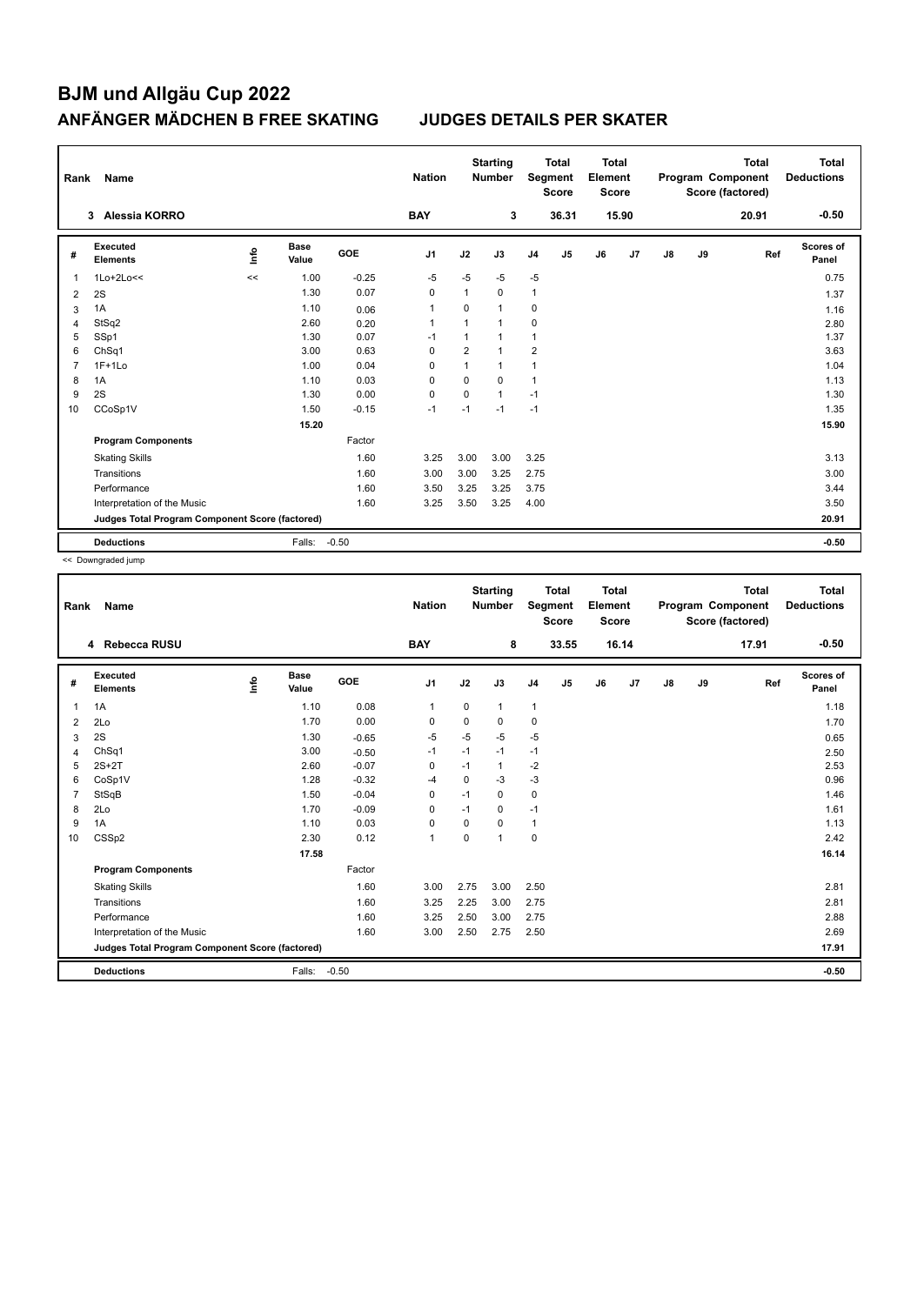# BJM und Allgäu Cup 2022

## ANFÄNGER MÄDCHEN B FREE SKATING JUDGES DETAILS PER SKATER

| Rank | Name | Nation | Starting Number | Total Segment Score | Total Element Score | Total Program Component Score (factored) | Total Deductions |
|---|---|---|---|---|---|---|---|
| 3 | Alessia KORRO | BAY | 3 | 36.31 | 15.90 | 20.91 | -0.50 |

| # | Executed Elements | Info | Base Value | GOE | J1 | J2 | J3 | J4 | J5 | J6 | J7 | J8 | J9 | Ref | Scores of Panel |
|---|---|---|---|---|---|---|---|---|---|---|---|---|---|---|---|
| 1 | 1Lo+2Lo<< | << | 1.00 | -0.25 | -5 | -5 | -5 | -5 | | | | | | | 0.75 |
| 2 | 2S | | 1.30 | 0.07 | 0 | 1 | 0 | 1 | | | | | | | 1.37 |
| 3 | 1A | | 1.10 | 0.06 | 1 | 0 | 1 | 0 | | | | | | | 1.16 |
| 4 | StSq2 | | 2.60 | 0.20 | 1 | 1 | 1 | 0 | | | | | | | 2.80 |
| 5 | SSp1 | | 1.30 | 0.07 | -1 | 1 | 1 | 1 | | | | | | | 1.37 |
| 6 | ChSq1 | | 3.00 | 0.63 | 0 | 2 | 1 | 2 | | | | | | | 3.63 |
| 7 | 1F+1Lo | | 1.00 | 0.04 | 0 | 1 | 1 | 1 | | | | | | | 1.04 |
| 8 | 1A | | 1.10 | 0.03 | 0 | 0 | 0 | 1 | | | | | | | 1.13 |
| 9 | 2S | | 1.30 | 0.00 | 0 | 0 | 1 | -1 | | | | | | | 1.30 |
| 10 | CCoSp1V | | 1.50 | -0.15 | -1 | -1 | -1 | -1 | | | | | | | 1.35 |
| | | | 15.20 | | | | | | | | | | | | 15.90 |
| | **Program Components** | | | Factor | | | | | | | | | | | |
| | Skating Skills | | | 1.60 | 3.25 | 3.00 | 3.00 | 3.25 | | | | | | | 3.13 |
| | Transitions | | | 1.60 | 3.00 | 3.00 | 3.25 | 2.75 | | | | | | | 3.00 |
| | Performance | | | 1.60 | 3.50 | 3.25 | 3.25 | 3.75 | | | | | | | 3.44 |
| | Interpretation of the Music | | | 1.60 | 3.25 | 3.50 | 3.25 | 4.00 | | | | | | | 3.50 |
| | **Judges Total Program Component Score (factored)** | | | | | | | | | | | | | | 20.91 |
| | **Deductions** | | Falls: | -0.50 | | | | | | | | | | | -0.50 |

<< Downgraded jump

| Rank | Name | Nation | Starting Number | Total Segment Score | Total Element Score | Total Program Component Score (factored) | Total Deductions |
|---|---|---|---|---|---|---|---|
| 4 | Rebecca RUSU | BAY | 8 | 33.55 | 16.14 | 17.91 | -0.50 |

| # | Executed Elements | Info | Base Value | GOE | J1 | J2 | J3 | J4 | J5 | J6 | J7 | J8 | J9 | Ref | Scores of Panel |
|---|---|---|---|---|---|---|---|---|---|---|---|---|---|---|---|
| 1 | 1A | | 1.10 | 0.08 | 1 | 0 | 1 | 1 | | | | | | | 1.18 |
| 2 | 2Lo | | 1.70 | 0.00 | 0 | 0 | 0 | 0 | | | | | | | 1.70 |
| 3 | 2S | | 1.30 | -0.65 | -5 | -5 | -5 | -5 | | | | | | | 0.65 |
| 4 | ChSq1 | | 3.00 | -0.50 | -1 | -1 | -1 | -1 | | | | | | | 2.50 |
| 5 | 2S+2T | | 2.60 | -0.07 | 0 | -1 | 1 | -2 | | | | | | | 2.53 |
| 6 | CoSp1V | | 1.28 | -0.32 | -4 | 0 | -3 | -3 | | | | | | | 0.96 |
| 7 | StSqB | | 1.50 | -0.04 | 0 | -1 | 0 | 0 | | | | | | | 1.46 |
| 8 | 2Lo | | 1.70 | -0.09 | 0 | -1 | 0 | -1 | | | | | | | 1.61 |
| 9 | 1A | | 1.10 | 0.03 | 0 | 0 | 0 | 1 | | | | | | | 1.13 |
| 10 | CSSp2 | | 2.30 | 0.12 | 1 | 0 | 1 | 0 | | | | | | | 2.42 |
| | | | 17.58 | | | | | | | | | | | | 16.14 |
| | **Program Components** | | | Factor | | | | | | | | | | | |
| | Skating Skills | | | 1.60 | 3.00 | 2.75 | 3.00 | 2.50 | | | | | | | 2.81 |
| | Transitions | | | 1.60 | 3.25 | 2.25 | 3.00 | 2.75 | | | | | | | 2.81 |
| | Performance | | | 1.60 | 3.25 | 2.50 | 3.00 | 2.75 | | | | | | | 2.88 |
| | Interpretation of the Music | | | 1.60 | 3.00 | 2.50 | 2.75 | 2.50 | | | | | | | 2.69 |
| | **Judges Total Program Component Score (factored)** | | | | | | | | | | | | | | 17.91 |
| | **Deductions** | | Falls: | -0.50 | | | | | | | | | | | -0.50 |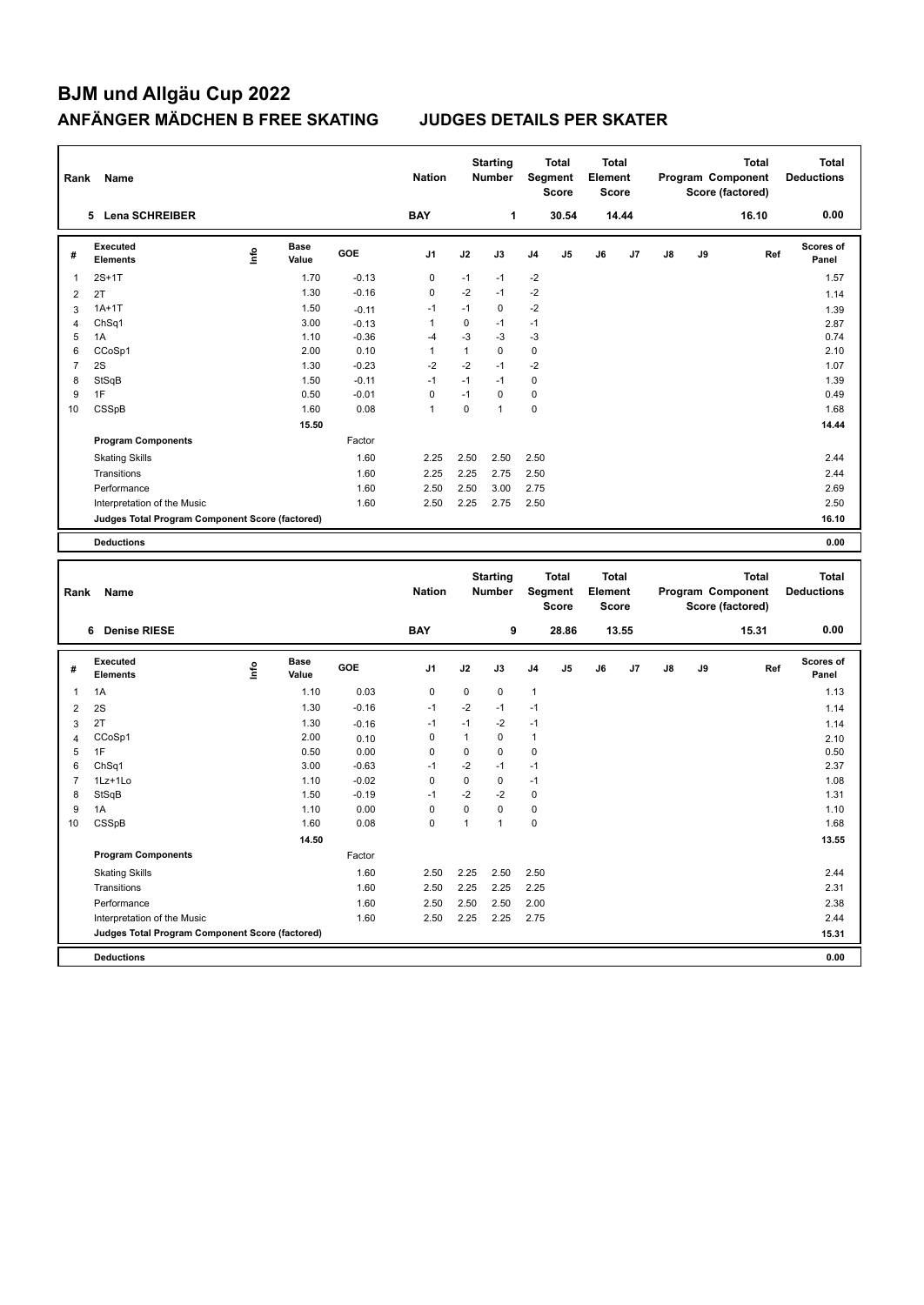# BJM und Allgäu Cup 2022

## ANFÄNGER MÄDCHEN B FREE SKATING JUDGES DETAILS PER SKATER

| Rank | Name | Nation | Starting Number | Total Segment Score | Total Element Score | Total Program Component Score (factored) | Total Deductions |
|---|---|---|---|---|---|---|---|
| 5 | Lena SCHREIBER | BAY | 1 | 30.54 | 14.44 | 16.10 | 0.00 |

| # | Executed Elements | Info | Base Value | GOE | J1 | J2 | J3 | J4 | J5 | J6 | J7 | J8 | J9 | Ref | Scores of Panel |
|---|---|---|---|---|---|---|---|---|---|---|---|---|---|---|---|
| 1 | 2S+1T | | 1.70 | -0.13 | 0 | -1 | -1 | -2 | | | | | | | 1.57 |
| 2 | 2T | | 1.30 | -0.16 | 0 | -2 | -1 | -2 | | | | | | | 1.14 |
| 3 | 1A+1T | | 1.50 | -0.11 | -1 | -1 | 0 | -2 | | | | | | | 1.39 |
| 4 | ChSq1 | | 3.00 | -0.13 | 1 | 0 | -1 | -1 | | | | | | | 2.87 |
| 5 | 1A | | 1.10 | -0.36 | -4 | -3 | -3 | -3 | | | | | | | 0.74 |
| 6 | CCoSp1 | | 2.00 | 0.10 | 1 | 1 | 0 | 0 | | | | | | | 2.10 |
| 7 | 2S | | 1.30 | -0.23 | -2 | -2 | -1 | -2 | | | | | | | 1.07 |
| 8 | StSqB | | 1.50 | -0.11 | -1 | -1 | -1 | 0 | | | | | | | 1.39 |
| 9 | 1F | | 0.50 | -0.01 | 0 | -1 | 0 | 0 | | | | | | | 0.49 |
| 10 | CSSpB | | 1.60 | 0.08 | 1 | 0 | 1 | 0 | | | | | | | 1.68 |
| | | | 15.50 | | | | | | | | | | | | 14.44 |
| | **Program Components** | | | Factor | | | | | | | | | | | |
| | Skating Skills | | | 1.60 | 2.25 | 2.50 | 2.50 | 2.50 | | | | | | | 2.44 |
| | Transitions | | | 1.60 | 2.25 | 2.25 | 2.75 | 2.50 | | | | | | | 2.44 |
| | Performance | | | 1.60 | 2.50 | 2.50 | 3.00 | 2.75 | | | | | | | 2.69 |
| | Interpretation of the Music | | | 1.60 | 2.50 | 2.25 | 2.75 | 2.50 | | | | | | | 2.50 |
| | **Judges Total Program Component Score (factored)** | | | | | | | | | | | | | | 16.10 |
| | **Deductions** | | | | | | | | | | | | | | 0.00 |

| Rank | Name | Nation | Starting Number | Total Segment Score | Total Element Score | Total Program Component Score (factored) | Total Deductions |
|---|---|---|---|---|---|---|---|
| 6 | Denise RIESE | BAY | 9 | 28.86 | 13.55 | 15.31 | 0.00 |

| # | Executed Elements | Info | Base Value | GOE | J1 | J2 | J3 | J4 | J5 | J6 | J7 | J8 | J9 | Ref | Scores of Panel |
|---|---|---|---|---|---|---|---|---|---|---|---|---|---|---|---|
| 1 | 1A | | 1.10 | 0.03 | 0 | 0 | 0 | 1 | | | | | | | 1.13 |
| 2 | 2S | | 1.30 | -0.16 | -1 | -2 | -1 | -1 | | | | | | | 1.14 |
| 3 | 2T | | 1.30 | -0.16 | -1 | -1 | -2 | -1 | | | | | | | 1.14 |
| 4 | CCoSp1 | | 2.00 | 0.10 | 0 | 1 | 0 | 1 | | | | | | | 2.10 |
| 5 | 1F | | 0.50 | 0.00 | 0 | 0 | 0 | 0 | | | | | | | 0.50 |
| 6 | ChSq1 | | 3.00 | -0.63 | -1 | -2 | -1 | -1 | | | | | | | 2.37 |
| 7 | 1Lz+1Lo | | 1.10 | -0.02 | 0 | 0 | 0 | -1 | | | | | | | 1.08 |
| 8 | StSqB | | 1.50 | -0.19 | -1 | -2 | -2 | 0 | | | | | | | 1.31 |
| 9 | 1A | | 1.10 | 0.00 | 0 | 0 | 0 | 0 | | | | | | | 1.10 |
| 10 | CSSpB | | 1.60 | 0.08 | 0 | 1 | 1 | 0 | | | | | | | 1.68 |
| | | | 14.50 | | | | | | | | | | | | 13.55 |
| | **Program Components** | | | Factor | | | | | | | | | | | |
| | Skating Skills | | | 1.60 | 2.50 | 2.25 | 2.50 | 2.50 | | | | | | | 2.44 |
| | Transitions | | | 1.60 | 2.50 | 2.25 | 2.25 | 2.25 | | | | | | | 2.31 |
| | Performance | | | 1.60 | 2.50 | 2.50 | 2.50 | 2.00 | | | | | | | 2.38 |
| | Interpretation of the Music | | | 1.60 | 2.50 | 2.25 | 2.25 | 2.75 | | | | | | | 2.44 |
| | **Judges Total Program Component Score (factored)** | | | | | | | | | | | | | | 15.31 |
| | **Deductions** | | | | | | | | | | | | | | 0.00 |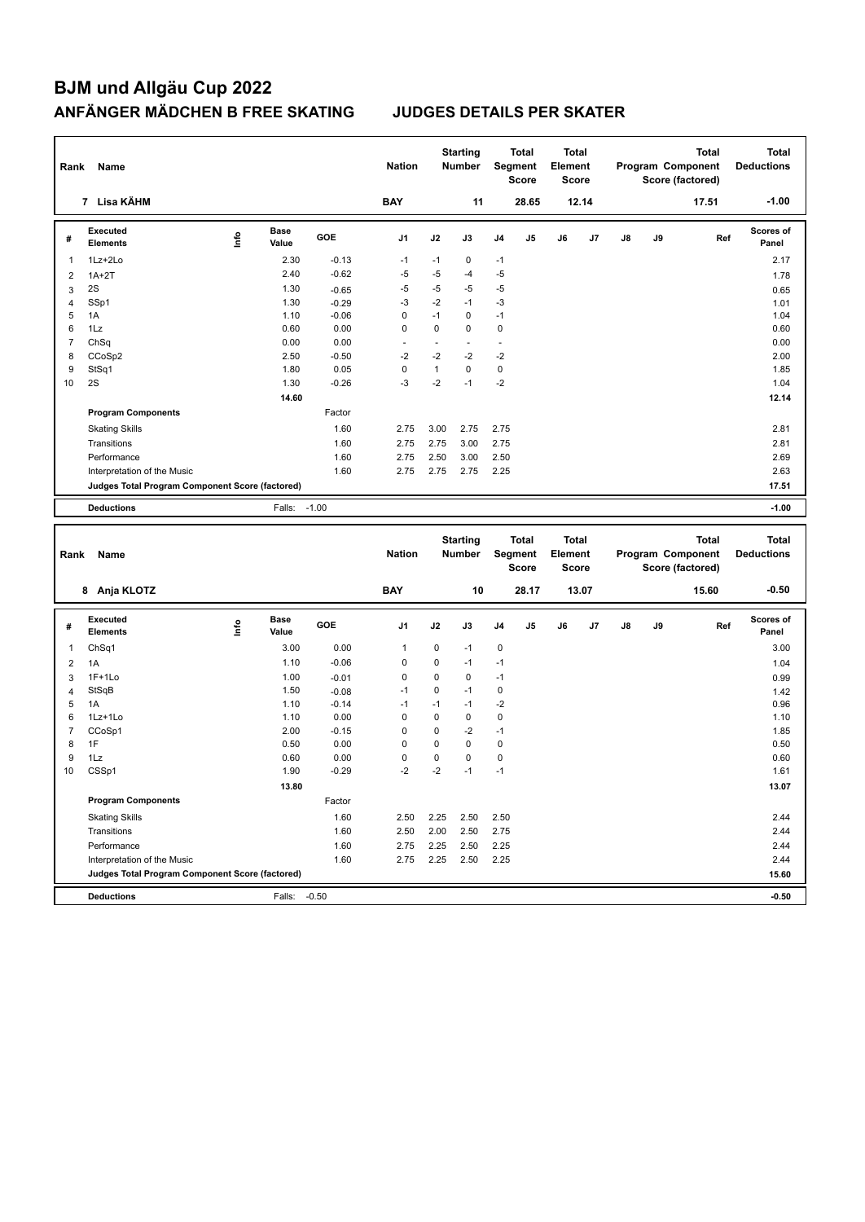# BJM und Allgäu Cup 2022

## ANFÄNGER MÄDCHEN B FREE SKATING JUDGES DETAILS PER SKATER

| Rank | Name | Nation | Starting Number | Total Segment Score | Total Element Score | Total Program Component Score (factored) | Total Deductions |
|---|---|---|---|---|---|---|---|
| 7 | Lisa KÄHM | BAY | 11 | 28.65 | 12.14 | 17.51 | -1.00 |

| # | Executed Elements | Info | Base Value | GOE | J1 | J2 | J3 | J4 | J5 | J6 | J7 | J8 | J9 | Ref | Scores of Panel |
|---|---|---|---|---|---|---|---|---|---|---|---|---|---|---|---|
| 1 | 1Lz+2Lo | | 2.30 | -0.13 | -1 | -1 | 0 | -1 | | | | | | | 2.17 |
| 2 | 1A+2T | | 2.40 | -0.62 | -5 | -5 | -4 | -5 | | | | | | | 1.78 |
| 3 | 2S | | 1.30 | -0.65 | -5 | -5 | -5 | -5 | | | | | | | 0.65 |
| 4 | SSp1 | | 1.30 | -0.29 | -3 | -2 | -1 | -3 | | | | | | | 1.01 |
| 5 | 1A | | 1.10 | -0.06 | 0 | -1 | 0 | -1 | | | | | | | 1.04 |
| 6 | 1Lz | | 0.60 | 0.00 | 0 | 0 | 0 | 0 | | | | | | | 0.60 |
| 7 | ChSq | | 0.00 | 0.00 | - | - | - | - | | | | | | | 0.00 |
| 8 | CCoSp2 | | 2.50 | -0.50 | -2 | -2 | -2 | -2 | | | | | | | 2.00 |
| 9 | StSq1 | | 1.80 | 0.05 | 0 | 1 | 0 | 0 | | | | | | | 1.85 |
| 10 | 2S | | 1.30 | -0.26 | -3 | -2 | -1 | -2 | | | | | | | 1.04 |
| | | | 14.60 | | | | | | | | | | | | 12.14 |
| | **Program Components** | | | Factor | | | | | | | | | | | |
| | Skating Skills | | | 1.60 | 2.75 | 3.00 | 2.75 | 2.75 | | | | | | | 2.81 |
| | Transitions | | | 1.60 | 2.75 | 2.75 | 3.00 | 2.75 | | | | | | | 2.81 |
| | Performance | | | 1.60 | 2.75 | 2.50 | 3.00 | 2.50 | | | | | | | 2.69 |
| | Interpretation of the Music | | | 1.60 | 2.75 | 2.75 | 2.75 | 2.25 | | | | | | | 2.63 |
| | **Judges Total Program Component Score (factored)** | | | | | | | | | | | | | | 17.51 |
| | **Deductions** | | Falls: | -1.00 | | | | | | | | | | | -1.00 |

| Rank | Name | Nation | Starting Number | Total Segment Score | Total Element Score | Total Program Component Score (factored) | Total Deductions |
|---|---|---|---|---|---|---|---|
| 8 | Anja KLOTZ | BAY | 10 | 28.17 | 13.07 | 15.60 | -0.50 |

| # | Executed Elements | Info | Base Value | GOE | J1 | J2 | J3 | J4 | J5 | J6 | J7 | J8 | J9 | Ref | Scores of Panel |
|---|---|---|---|---|---|---|---|---|---|---|---|---|---|---|---|
| 1 | ChSq1 | | 3.00 | 0.00 | 1 | 0 | -1 | 0 | | | | | | | 3.00 |
| 2 | 1A | | 1.10 | -0.06 | 0 | 0 | -1 | -1 | | | | | | | 1.04 |
| 3 | 1F+1Lo | | 1.00 | -0.01 | 0 | 0 | 0 | -1 | | | | | | | 0.99 |
| 4 | StSqB | | 1.50 | -0.08 | -1 | 0 | -1 | 0 | | | | | | | 1.42 |
| 5 | 1A | | 1.10 | -0.14 | -1 | -1 | -1 | -2 | | | | | | | 0.96 |
| 6 | 1Lz+1Lo | | 1.10 | 0.00 | 0 | 0 | 0 | 0 | | | | | | | 1.10 |
| 7 | CCoSp1 | | 2.00 | -0.15 | 0 | 0 | -2 | -1 | | | | | | | 1.85 |
| 8 | 1F | | 0.50 | 0.00 | 0 | 0 | 0 | 0 | | | | | | | 0.50 |
| 9 | 1Lz | | 0.60 | 0.00 | 0 | 0 | 0 | 0 | | | | | | | 0.60 |
| 10 | CSSp1 | | 1.90 | -0.29 | -2 | -2 | -1 | -1 | | | | | | | 1.61 |
| | | | 13.80 | | | | | | | | | | | | 13.07 |
| | **Program Components** | | | Factor | | | | | | | | | | | |
| | Skating Skills | | | 1.60 | 2.50 | 2.25 | 2.50 | 2.50 | | | | | | | 2.44 |
| | Transitions | | | 1.60 | 2.50 | 2.00 | 2.50 | 2.75 | | | | | | | 2.44 |
| | Performance | | | 1.60 | 2.75 | 2.25 | 2.50 | 2.25 | | | | | | | 2.44 |
| | Interpretation of the Music | | | 1.60 | 2.75 | 2.25 | 2.50 | 2.25 | | | | | | | 2.44 |
| | **Judges Total Program Component Score (factored)** | | | | | | | | | | | | | | 15.60 |
| | **Deductions** | | Falls: | -0.50 | | | | | | | | | | | -0.50 |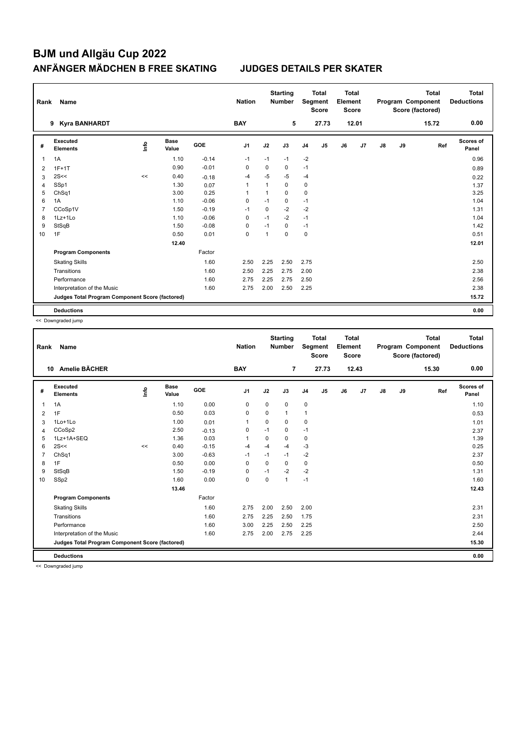# BJM und Allgäu Cup 2022

## ANFÄNGER MÄDCHEN B FREE SKATING — JUDGES DETAILS PER SKATER

| Rank | Name | Nation | Starting Number | Total Segment Score | Total Element Score | Total Program Component Score (factored) | Total Deductions |
|---|---|---|---|---|---|---|---|
| 9 | Kyra BANHARDT | BAY | 5 | 27.73 | 12.01 | 15.72 | 0.00 |

| # | Executed Elements | Info | Base Value | GOE | J1 | J2 | J3 | J4 | J5 | J6 | J7 | J8 | J9 | Ref | Scores of Panel |
|---|---|---|---|---|---|---|---|---|---|---|---|---|---|---|---|
| 1 | 1A | | 1.10 | -0.14 | -1 | -1 | -1 | -2 | | | | | | | 0.96 |
| 2 | 1F+1T | | 0.90 | -0.01 | 0 | 0 | 0 | -1 | | | | | | | 0.89 |
| 3 | 2S<< | << | 0.40 | -0.18 | -4 | -5 | -5 | -4 | | | | | | | 0.22 |
| 4 | SSp1 | | 1.30 | 0.07 | 1 | 1 | 0 | 0 | | | | | | | 1.37 |
| 5 | ChSq1 | | 3.00 | 0.25 | 1 | 1 | 0 | 0 | | | | | | | 3.25 |
| 6 | 1A | | 1.10 | -0.06 | 0 | -1 | 0 | -1 | | | | | | | 1.04 |
| 7 | CCoSp1V | | 1.50 | -0.19 | -1 | 0 | -2 | -2 | | | | | | | 1.31 |
| 8 | 1Lz+1Lo | | 1.10 | -0.06 | 0 | -1 | -2 | -1 | | | | | | | 1.04 |
| 9 | StSqB | | 1.50 | -0.08 | 0 | -1 | 0 | -1 | | | | | | | 1.42 |
| 10 | 1F | | 0.50 | 0.01 | 0 | 1 | 0 | 0 | | | | | | | 0.51 |
| | | | 12.40 | | | | | | | | | | | | 12.01 |
| | **Program Components** | | | Factor | | | | | | | | | | | |
| | Skating Skills | | | 1.60 | 2.50 | 2.25 | 2.50 | 2.75 | | | | | | | 2.50 |
| | Transitions | | | 1.60 | 2.50 | 2.25 | 2.75 | 2.00 | | | | | | | 2.38 |
| | Performance | | | 1.60 | 2.75 | 2.25 | 2.75 | 2.50 | | | | | | | 2.56 |
| | Interpretation of the Music | | | 1.60 | 2.75 | 2.00 | 2.50 | 2.25 | | | | | | | 2.38 |
| | **Judges Total Program Component Score (factored)** | | | | | | | | | | | | | | 15.72 |
| | **Deductions** | | | | | | | | | | | | | | 0.00 |

<< Downgraded jump

| Rank | Name | Nation | Starting Number | Total Segment Score | Total Element Score | Total Program Component Score (factored) | Total Deductions |
|---|---|---|---|---|---|---|---|
| 10 | Amelie BÄCHER | BAY | 7 | 27.73 | 12.43 | 15.30 | 0.00 |

| # | Executed Elements | Info | Base Value | GOE | J1 | J2 | J3 | J4 | J5 | J6 | J7 | J8 | J9 | Ref | Scores of Panel |
|---|---|---|---|---|---|---|---|---|---|---|---|---|---|---|---|
| 1 | 1A | | 1.10 | 0.00 | 0 | 0 | 0 | 0 | | | | | | | 1.10 |
| 2 | 1F | | 0.50 | 0.03 | 0 | 0 | 1 | 1 | | | | | | | 0.53 |
| 3 | 1Lo+1Lo | | 1.00 | 0.01 | 1 | 0 | 0 | 0 | | | | | | | 1.01 |
| 4 | CCoSp2 | | 2.50 | -0.13 | 0 | -1 | 0 | -1 | | | | | | | 2.37 |
| 5 | 1Lz+1A+SEQ | | 1.36 | 0.03 | 1 | 0 | 0 | 0 | | | | | | | 1.39 |
| 6 | 2S<< | << | 0.40 | -0.15 | -4 | -4 | -4 | -3 | | | | | | | 0.25 |
| 7 | ChSq1 | | 3.00 | -0.63 | -1 | -1 | -1 | -2 | | | | | | | 2.37 |
| 8 | 1F | | 0.50 | 0.00 | 0 | 0 | 0 | 0 | | | | | | | 0.50 |
| 9 | StSqB | | 1.50 | -0.19 | 0 | -1 | -2 | -2 | | | | | | | 1.31 |
| 10 | SSp2 | | 1.60 | 0.00 | 0 | 0 | 1 | -1 | | | | | | | 1.60 |
| | | | 13.46 | | | | | | | | | | | | 12.43 |
| | **Program Components** | | | Factor | | | | | | | | | | | |
| | Skating Skills | | | 1.60 | 2.75 | 2.00 | 2.50 | 2.00 | | | | | | | 2.31 |
| | Transitions | | | 1.60 | 2.75 | 2.25 | 2.50 | 1.75 | | | | | | | 2.31 |
| | Performance | | | 1.60 | 3.00 | 2.25 | 2.50 | 2.25 | | | | | | | 2.50 |
| | Interpretation of the Music | | | 1.60 | 2.75 | 2.00 | 2.75 | 2.25 | | | | | | | 2.44 |
| | **Judges Total Program Component Score (factored)** | | | | | | | | | | | | | | 15.30 |
| | **Deductions** | | | | | | | | | | | | | | 0.00 |

<< Downgraded jump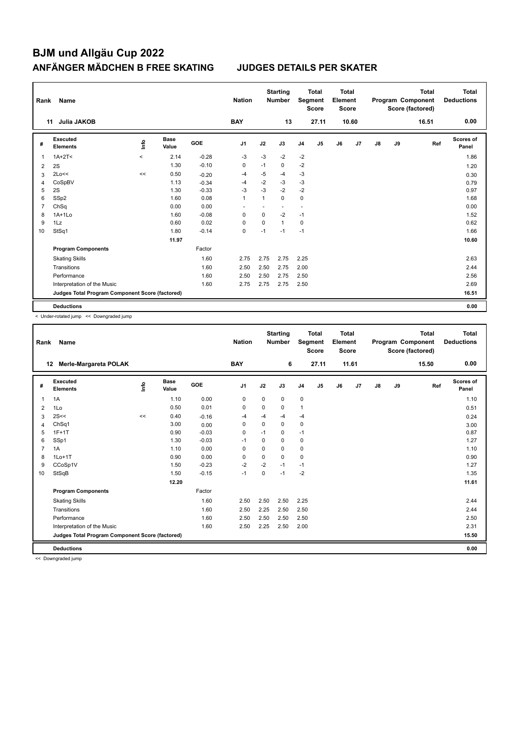# BJM und Allgäu Cup 2022

## ANFÄNGER MÄDCHEN B FREE SKATING    JUDGES DETAILS PER SKATER

| Rank | Name | Nation | Starting Number | Total Segment Score | Total Element Score | Total Program Component Score (factored) | Total Deductions |
|---|---|---|---|---|---|---|---|
| 11 | Julia JAKOB | BAY | 13 | 27.11 | 10.60 | 16.51 | 0.00 |

| # | Executed Elements | Info | Base Value | GOE | J1 | J2 | J3 | J4 | J5 | J6 | J7 | J8 | J9 | Ref | Scores of Panel |
|---|---|---|---|---|---|---|---|---|---|---|---|---|---|---|---|
| 1 | 1A+2T< | < | 2.14 | -0.28 | -3 | -3 | -2 | -2 | | | | | | | 1.86 |
| 2 | 2S | | 1.30 | -0.10 | 0 | -1 | 0 | -2 | | | | | | | 1.20 |
| 3 | 2Lo<< | << | 0.50 | -0.20 | -4 | -5 | -4 | -3 | | | | | | | 0.30 |
| 4 | CoSpBV | | 1.13 | -0.34 | -4 | -2 | -3 | -3 | | | | | | | 0.79 |
| 5 | 2S | | 1.30 | -0.33 | -3 | -3 | -2 | -2 | | | | | | | 0.97 |
| 6 | SSp2 | | 1.60 | 0.08 | 1 | 1 | 0 | 0 | | | | | | | 1.68 |
| 7 | ChSq | | 0.00 | 0.00 | - | - | - | - | | | | | | | 0.00 |
| 8 | 1A+1Lo | | 1.60 | -0.08 | 0 | 0 | -2 | -1 | | | | | | | 1.52 |
| 9 | 1Lz | | 0.60 | 0.02 | 0 | 0 | 1 | 0 | | | | | | | 0.62 |
| 10 | StSq1 | | 1.80 | -0.14 | 0 | -1 | -1 | -1 | | | | | | | 1.66 |
| | | | 11.97 | | | | | | | | | | | | 10.60 |
| | **Program Components** | | | Factor | | | | | | | | | | | |
| | Skating Skills | | | 1.60 | 2.75 | 2.75 | 2.75 | 2.25 | | | | | | | 2.63 |
| | Transitions | | | 1.60 | 2.50 | 2.50 | 2.75 | 2.00 | | | | | | | 2.44 |
| | Performance | | | 1.60 | 2.50 | 2.50 | 2.75 | 2.50 | | | | | | | 2.56 |
| | Interpretation of the Music | | | 1.60 | 2.75 | 2.75 | 2.75 | 2.50 | | | | | | | 2.69 |
| | **Judges Total Program Component Score (factored)** | | | | | | | | | | | | | | 16.51 |
| | **Deductions** | | | | | | | | | | | | | | 0.00 |

< Under-rotated jump << Downgraded jump

| Rank | Name | Nation | Starting Number | Total Segment Score | Total Element Score | Total Program Component Score (factored) | Total Deductions |
|---|---|---|---|---|---|---|---|
| 12 | Merle-Margareta POLAK | BAY | 6 | 27.11 | 11.61 | 15.50 | 0.00 |

| # | Executed Elements | Info | Base Value | GOE | J1 | J2 | J3 | J4 | J5 | J6 | J7 | J8 | J9 | Ref | Scores of Panel |
|---|---|---|---|---|---|---|---|---|---|---|---|---|---|---|---|
| 1 | 1A | | 1.10 | 0.00 | 0 | 0 | 0 | 0 | | | | | | | 1.10 |
| 2 | 1Lo | | 0.50 | 0.01 | 0 | 0 | 0 | 1 | | | | | | | 0.51 |
| 3 | 2S<< | << | 0.40 | -0.16 | -4 | -4 | -4 | -4 | | | | | | | 0.24 |
| 4 | ChSq1 | | 3.00 | 0.00 | 0 | 0 | 0 | 0 | | | | | | | 3.00 |
| 5 | 1F+1T | | 0.90 | -0.03 | 0 | -1 | 0 | -1 | | | | | | | 0.87 |
| 6 | SSp1 | | 1.30 | -0.03 | -1 | 0 | 0 | 0 | | | | | | | 1.27 |
| 7 | 1A | | 1.10 | 0.00 | 0 | 0 | 0 | 0 | | | | | | | 1.10 |
| 8 | 1Lo+1T | | 0.90 | 0.00 | 0 | 0 | 0 | 0 | | | | | | | 0.90 |
| 9 | CCoSp1V | | 1.50 | -0.23 | -2 | -2 | -1 | -1 | | | | | | | 1.27 |
| 10 | StSqB | | 1.50 | -0.15 | -1 | 0 | -1 | -2 | | | | | | | 1.35 |
| | | | 12.20 | | | | | | | | | | | | 11.61 |
| | **Program Components** | | | Factor | | | | | | | | | | | |
| | Skating Skills | | | 1.60 | 2.50 | 2.50 | 2.50 | 2.25 | | | | | | | 2.44 |
| | Transitions | | | 1.60 | 2.50 | 2.25 | 2.50 | 2.50 | | | | | | | 2.44 |
| | Performance | | | 1.60 | 2.50 | 2.50 | 2.50 | 2.50 | | | | | | | 2.50 |
| | Interpretation of the Music | | | 1.60 | 2.50 | 2.25 | 2.50 | 2.00 | | | | | | | 2.31 |
| | **Judges Total Program Component Score (factored)** | | | | | | | | | | | | | | 15.50 |
| | **Deductions** | | | | | | | | | | | | | | 0.00 |

<< Downgraded jump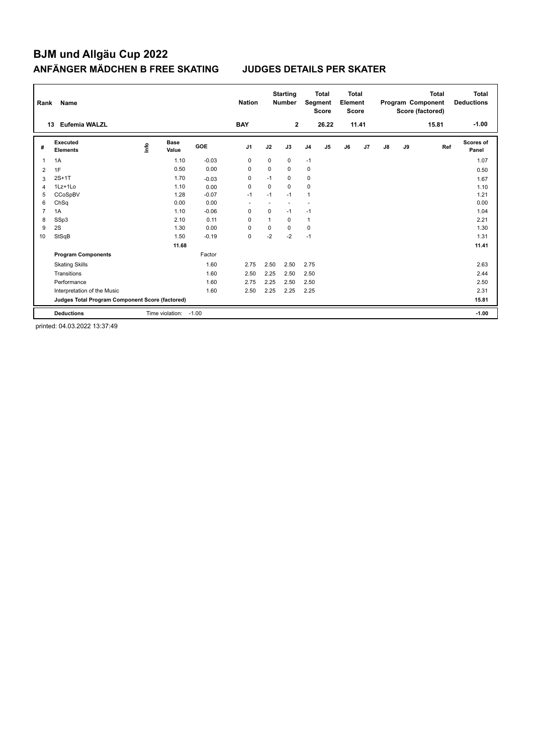# BJM und Allgäu Cup 2022

## ANFÄNGER MÄDCHEN B FREE SKATING JUDGES DETAILS PER SKATER

| Rank | Name | Nation | Starting Number | Total Segment Score | Total Element Score | Total Program Component Score (factored) | Total Deductions |
|---|---|---|---|---|---|---|---|
| 13 | Eufemia WALZL | BAY | 2 | 26.22 | 11.41 | 15.81 | -1.00 |

| # | Executed Elements | Info | Base Value | GOE | J1 | J2 | J3 | J4 | J5 | J6 | J7 | J8 | J9 | Ref | Scores of Panel |
|---|---|---|---|---|---|---|---|---|---|---|---|---|---|---|---|
| 1 | 1A | | 1.10 | -0.03 | 0 | 0 | 0 | -1 | | | | | | | 1.07 |
| 2 | 1F | | 0.50 | 0.00 | 0 | 0 | 0 | 0 | | | | | | | 0.50 |
| 3 | 2S+1T | | 1.70 | -0.03 | 0 | -1 | 0 | 0 | | | | | | | 1.67 |
| 4 | 1Lz+1Lo | | 1.10 | 0.00 | 0 | 0 | 0 | 0 | | | | | | | 1.10 |
| 5 | CCoSpBV | | 1.28 | -0.07 | -1 | -1 | -1 | 1 | | | | | | | 1.21 |
| 6 | ChSq | | 0.00 | 0.00 | - | - | - | - | | | | | | | 0.00 |
| 7 | 1A | | 1.10 | -0.06 | 0 | 0 | -1 | -1 | | | | | | | 1.04 |
| 8 | SSp3 | | 2.10 | 0.11 | 0 | 1 | 0 | 1 | | | | | | | 2.21 |
| 9 | 2S | | 1.30 | 0.00 | 0 | 0 | 0 | 0 | | | | | | | 1.30 |
| 10 | StSqB | | 1.50 | -0.19 | 0 | -2 | -2 | -1 | | | | | | | 1.31 |
| | | | 11.68 | | | | | | | | | | | | 11.41 |
| | **Program Components** | | | Factor | | | | | | | | | | | |
| | Skating Skills | | | 1.60 | 2.75 | 2.50 | 2.50 | 2.75 | | | | | | | 2.63 |
| | Transitions | | | 1.60 | 2.50 | 2.25 | 2.50 | 2.50 | | | | | | | 2.44 |
| | Performance | | | 1.60 | 2.75 | 2.25 | 2.50 | 2.50 | | | | | | | 2.50 |
| | Interpretation of the Music | | | 1.60 | 2.50 | 2.25 | 2.25 | 2.25 | | | | | | | 2.31 |
| | **Judges Total Program Component Score (factored)** | | | | | | | | | | | | | | 15.81 |
| | **Deductions** | | Time violation: | -1.00 | | | | | | | | | | | -1.00 |

printed: 04.03.2022 13:37:49